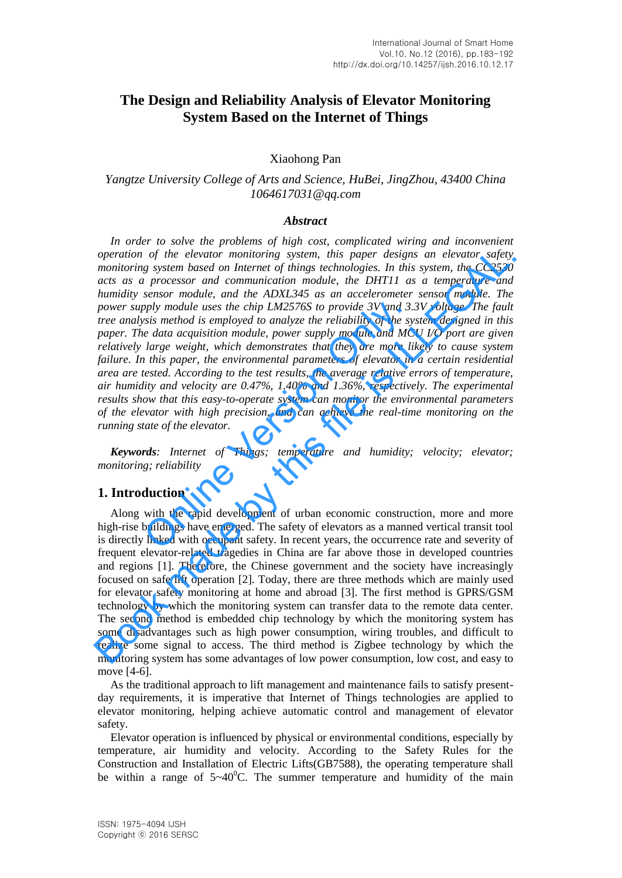# The Design and Reliability Analysis of Elevator Monitoring System Based on the Internet of Things

Xiaohong Pan

*Yangtze University College of Arts and Science, HuBei, JingZhou, 43400 China*
*1064617031@qq.com*

### *Abstract*

*In order to solve the problems of high cost, complicated wiring and inconvenient operation of the elevator monitoring system, this paper designs an elevator safety monitoring system based on Internet of things technologies. In this system, the CC2530 acts as a processor and communication module, the DHT11 as a temperature and humidity sensor module, and the ADXL345 as an accelerometer sensor module. The power supply module uses the chip LM2576S to provide 3V and 3.3V voltage. The fault tree analysis method is employed to analyze the reliability of the system designed in this paper. The data acquisition module, power supply module and MCU I/O port are given relatively large weight, which demonstrates that they are more likely to cause system failure. In this paper, the environmental parameters of elevator in a certain residential area are tested. According to the test results, the average relative errors of temperature, air humidity and velocity are 0.47%, 1.40% and 1.36%, respectively. The experimental results show that this easy-to-operate system can monitor the environmental parameters of the elevator with high precision, and can achieve the real-time monitoring on the running state of the elevator.*

***Keywords****: Internet of Things; temperature and humidity; velocity; elevator; monitoring; reliability*

## 1. Introduction

Along with the rapid development of urban economic construction, more and more high-rise buildings have emerged. The safety of elevators as a manned vertical transit tool is directly linked with occupant safety. In recent years, the occurrence rate and severity of frequent elevator-related tragedies in China are far above those in developed countries and regions [1]. Therefore, the Chinese government and the society have increasingly focused on safe lift operation [2]. Today, there are three methods which are mainly used for elevator safety monitoring at home and abroad [3]. The first method is GPRS/GSM technology by which the monitoring system can transfer data to the remote data center. The second method is embedded chip technology by which the monitoring system has some disadvantages such as high power consumption, wiring troubles, and difficult to realize some signal to access. The third method is Zigbee technology by which the monitoring system has some advantages of low power consumption, low cost, and easy to move [4-6].

As the traditional approach to lift management and maintenance fails to satisfy present-day requirements, it is imperative that Internet of Things technologies are applied to elevator monitoring, helping achieve automatic control and management of elevator safety.

Elevator operation is influenced by physical or environmental conditions, especially by temperature, air humidity and velocity. According to the Safety Rules for the Construction and Installation of Electric Lifts(GB7588), the operating temperature shall be within a range of 5~40$^{0}$C. The summer temperature and humidity of the main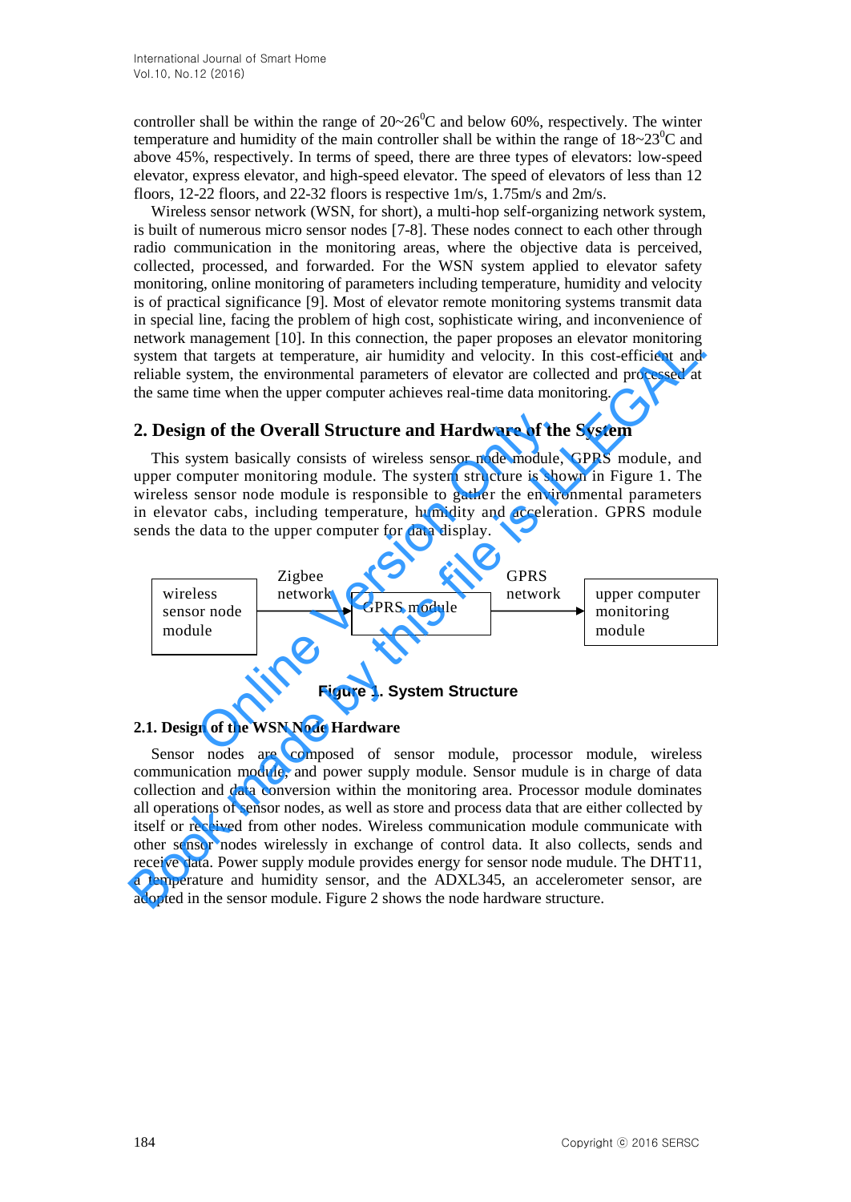controller shall be within the range of 20~26$^0$C and below 60%, respectively. The winter temperature and humidity of the main controller shall be within the range of 18~23$^0$C and above 45%, respectively. In terms of speed, there are three types of elevators: low-speed elevator, express elevator, and high-speed elevator. The speed of elevators of less than 12 floors, 12-22 floors, and 22-32 floors is respective 1m/s, 1.75m/s and 2m/s.

Wireless sensor network (WSN, for short), a multi-hop self-organizing network system, is built of numerous micro sensor nodes [7-8]. These nodes connect to each other through radio communication in the monitoring areas, where the objective data is perceived, collected, processed, and forwarded. For the WSN system applied to elevator safety monitoring, online monitoring of parameters including temperature, humidity and velocity is of practical significance [9]. Most of elevator remote monitoring systems transmit data in special line, facing the problem of high cost, sophisticate wiring, and inconvenience of network management [10]. In this connection, the paper proposes an elevator monitoring system that targets at temperature, air humidity and velocity. In this cost-efficient and reliable system, the environmental parameters of elevator are collected and processed at the same time when the upper computer achieves real-time data monitoring.

## 2. Design of the Overall Structure and Hardware of the System

This system basically consists of wireless sensor node module, GPRS module, and upper computer monitoring module. The system structure is shown in Figure 1. The wireless sensor node module is responsible to gather the environmental parameters in elevator cabs, including temperature, humidity and acceleration. GPRS module sends the data to the upper computer for data display.

wireless sensor node module → (Zigbee network) → GPRS module → (GPRS network) → upper computer monitoring module

**Figure 1. System Structure**

### 2.1. Design of the WSN Node Hardware

Sensor nodes are composed of sensor module, processor module, wireless communication module, and power supply module. Sensor mudule is in charge of data collection and data conversion within the monitoring area. Processor module dominates all operations of sensor nodes, as well as store and process data that are either collected by itself or received from other nodes. Wireless communication module communicate with other sensor nodes wirelessly in exchange of control data. It also collects, sends and receive data. Power supply module provides energy for sensor node mudule. The DHT11, a temperature and humidity sensor, and the ADXL345, an accelerometer sensor, are adopted in the sensor module. Figure 2 shows the node hardware structure.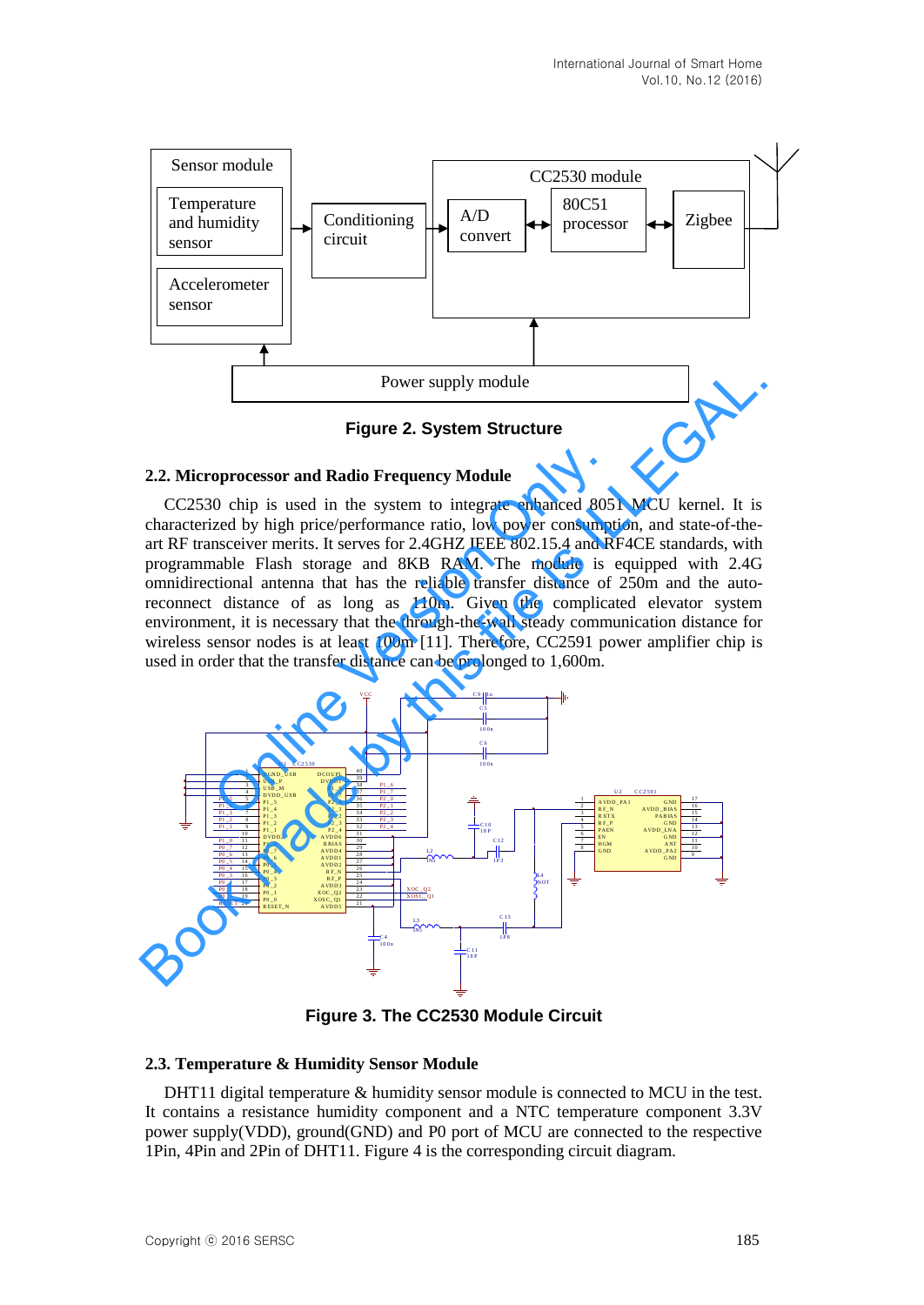Figure 2. System Structure

### 2.2. Microprocessor and Radio Frequency Module

CC2530 chip is used in the system to integrate enhanced 8051 MCU kernel. It is characterized by high price/performance ratio, low power consumption, and state-of-the-art RF transceiver merits. It serves for 2.4GHZ IEEE 802.15.4 and RF4CE standards, with programmable Flash storage and 8KB RAM. The module is equipped with 2.4G omnidirectional antenna that has the reliable transfer distance of 250m and the auto-reconnect distance of as long as 110m. Given the complicated elevator system environment, it is necessary that the through-the-wall steady communication distance for wireless sensor nodes is at least 100m [11]. Therefore, CC2591 power amplifier chip is used in order that the transfer distance can be prolonged to 1,600m.

Figure 3. The CC2530 Module Circuit

### 2.3. Temperature & Humidity Sensor Module

DHT11 digital temperature & humidity sensor module is connected to MCU in the test. It contains a resistance humidity component and a NTC temperature component 3.3V power supply(VDD), ground(GND) and P0 port of MCU are connected to the respective 1Pin, 4Pin and 2Pin of DHT11. Figure 4 is the corresponding circuit diagram.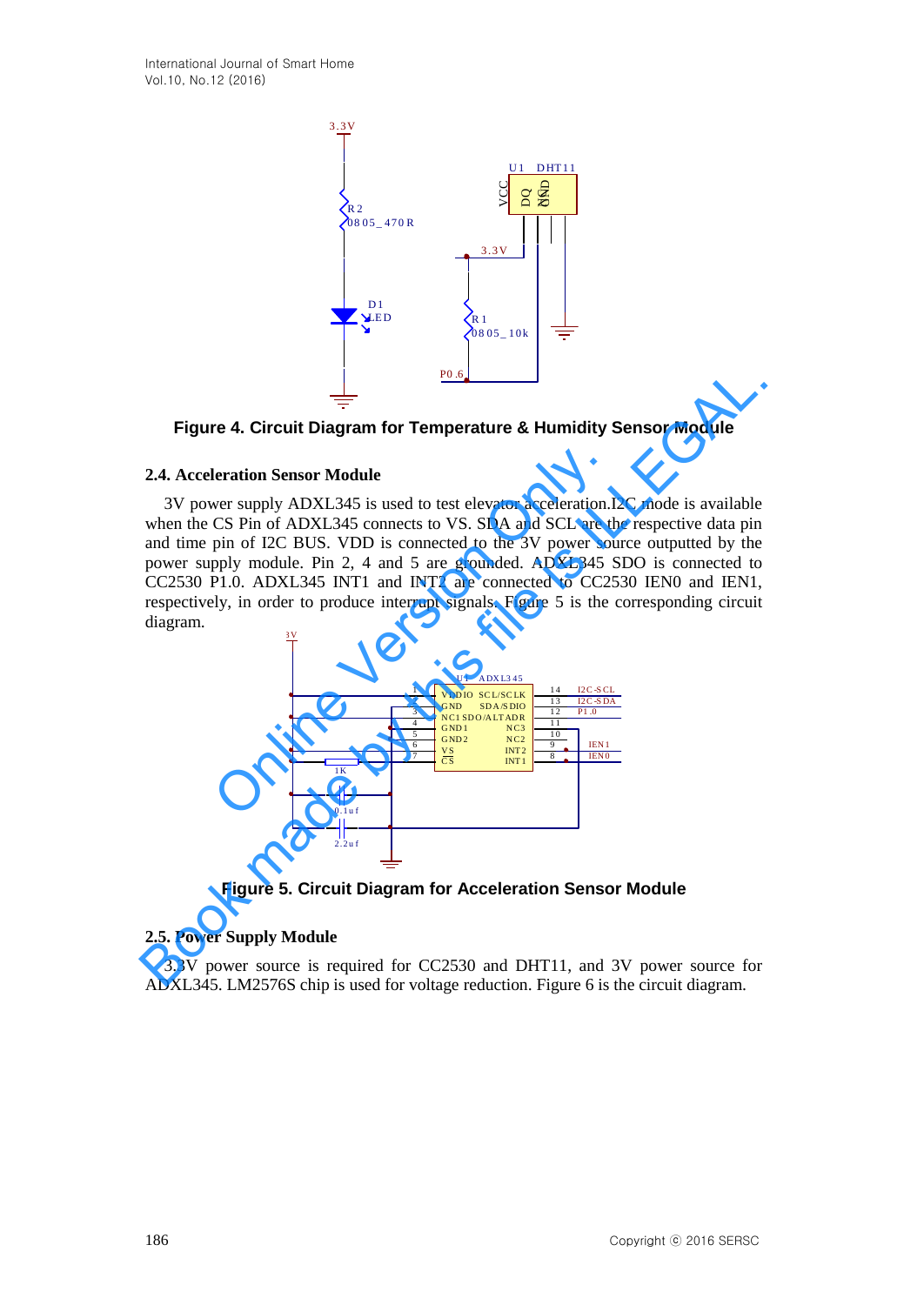Figure 4. Circuit Diagram for Temperature & Humidity Sensor Module

### 2.4. Acceleration Sensor Module

3V power supply ADXL345 is used to test elevator acceleration.I2C mode is available when the CS Pin of ADXL345 connects to VS. SDA and SCL are the respective data pin and time pin of I2C BUS. VDD is connected to the 3V power source outputted by the power supply module. Pin 2, 4 and 5 are grounded. ADXL345 SDO is connected to CC2530 P1.0. ADXL345 INT1 and INT2 are connected to CC2530 IEN0 and IEN1, respectively, in order to produce interrupt signals. Figure 5 is the corresponding circuit diagram.

Figure 5. Circuit Diagram for Acceleration Sensor Module

### 2.5. Power Supply Module

3.3V power source is required for CC2530 and DHT11, and 3V power source for ADXL345. LM2576S chip is used for voltage reduction. Figure 6 is the circuit diagram.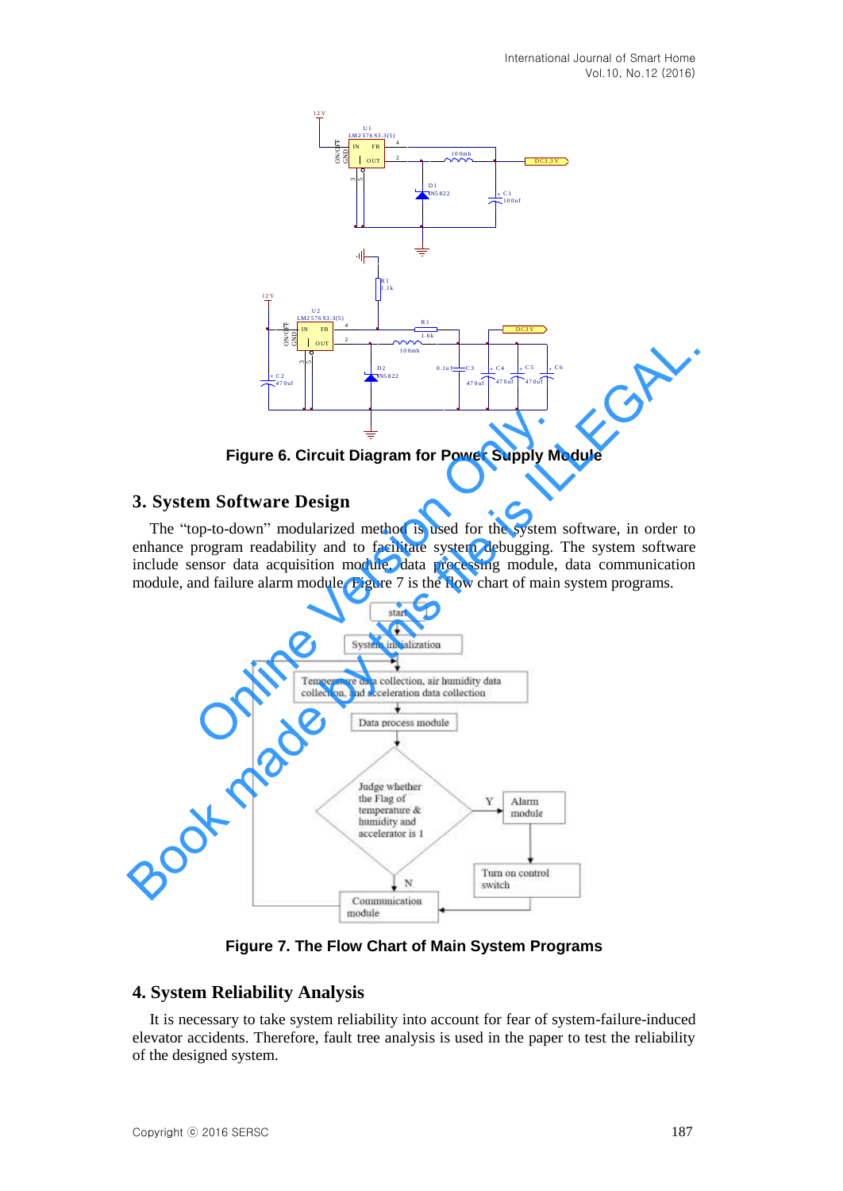Figure 6. Circuit Diagram for Power Supply Module

## 3. System Software Design

The “top-to-down” modularized method is used for the system software, in order to enhance program readability and to facilitate system debugging. The system software include sensor data acquisition module, data processing module, data communication module, and failure alarm module. Figure 7 is the flow chart of main system programs.

Figure 7. The Flow Chart of Main System Programs

## 4. System Reliability Analysis

It is necessary to take system reliability into account for fear of system-failure-induced elevator accidents. Therefore, fault tree analysis is used in the paper to test the reliability of the designed system.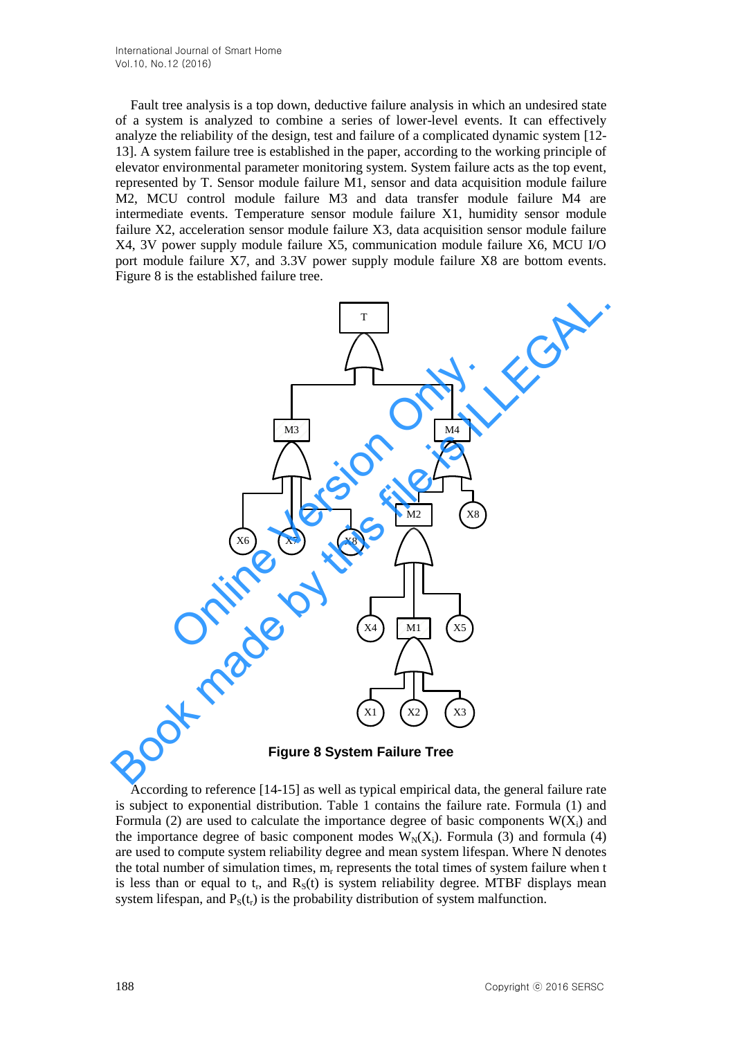Fault tree analysis is a top down, deductive failure analysis in which an undesired state of a system is analyzed to combine a series of lower-level events. It can effectively analyze the reliability of the design, test and failure of a complicated dynamic system [12-13]. A system failure tree is established in the paper, according to the working principle of elevator environmental parameter monitoring system. System failure acts as the top event, represented by T. Sensor module failure M1, sensor and data acquisition module failure M2, MCU control module failure M3 and data transfer module failure M4 are intermediate events. Temperature sensor module failure X1, humidity sensor module failure X2, acceleration sensor module failure X3, data acquisition sensor module failure X4, 3V power supply module failure X5, communication module failure X6, MCU I/O port module failure X7, and 3.3V power supply module failure X8 are bottom events. Figure 8 is the established failure tree.

**Figure 8 System Failure Tree**

According to reference [14-15] as well as typical empirical data, the general failure rate is subject to exponential distribution. Table 1 contains the failure rate. Formula (1) and Formula (2) are used to calculate the importance degree of basic components $W(X_i)$ and the importance degree of basic component modes $W_N(X_i)$. Formula (3) and formula (4) are used to compute system reliability degree and mean system lifespan. Where N denotes the total number of simulation times, $m_r$ represents the total times of system failure when t is less than or equal to $t_r$, and $R_S(t)$ is system reliability degree. MTBF displays mean system lifespan, and $P_S(t_r)$ is the probability distribution of system malfunction.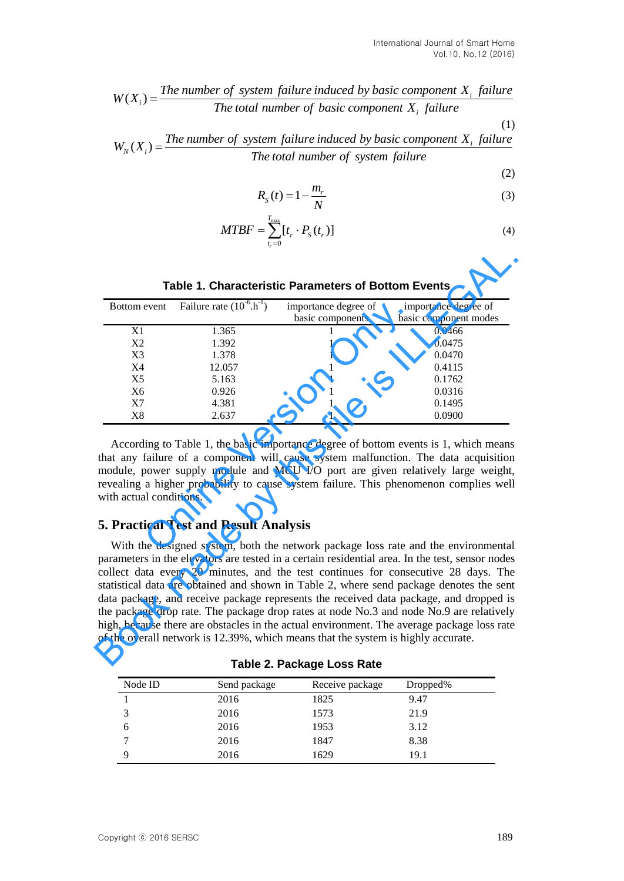$$W(X_i) = \frac{The\ number\ of\ system\ failure\ induced\ by\ basic\ component\ X_i\ failure}{The\ total\ number\ of\ basic\ component\ X_i\ failure} \quad (1)$$

$$W_N(X_i) = \frac{The\ number\ of\ system\ failure\ induced\ by\ basic\ component\ X_i\ failure}{The\ total\ number\ of\ system\ failure} \quad (2)$$

$$R_S(t) = 1 - \frac{m_r}{N} \quad (3)$$

$$MTBF = \sum_{t_r=0}^{T_{max}} [t_r \cdot P_S(t_r)] \quad (4)$$

**Table 1. Characteristic Parameters of Bottom Events**

| Bottom event | Failure rate ($10^{-6}.h^{-1}$) | importance degree of basic components | importance degree of basic component modes |
|---|---|---|---|
| X1 | 1.365 | 1 | 0.0466 |
| X2 | 1.392 | 1 | 0.0475 |
| X3 | 1.378 | 1 | 0.0470 |
| X4 | 12.057 | 1 | 0.4115 |
| X5 | 5.163 | 1 | 0.1762 |
| X6 | 0.926 | 1 | 0.0316 |
| X7 | 4.381 | 1 | 0.1495 |
| X8 | 2.637 | 1 | 0.0900 |

According to Table 1, the basic importance degree of bottom events is 1, which means that any failure of a component will cause system malfunction. The data acquisition module, power supply module and MCU I/O port are given relatively large weight, revealing a higher probability to cause system failure. This phenomenon complies well with actual conditions.

## 5. Practical Test and Result Analysis

With the designed system, both the network package loss rate and the environmental parameters in the elevators are tested in a certain residential area. In the test, sensor nodes collect data every 20 minutes, and the test continues for consecutive 28 days. The statistical data are obtained and shown in Table 2, where send package denotes the sent data package, and receive package represents the received data package, and dropped is the package drop rate. The package drop rates at node No.3 and node No.9 are relatively high, because there are obstacles in the actual environment. The average package loss rate of the overall network is 12.39%, which means that the system is highly accurate.

**Table 2. Package Loss Rate**

| Node ID | Send package | Receive package | Dropped% |
|---|---|---|---|
| 1 | 2016 | 1825 | 9.47 |
| 3 | 2016 | 1573 | 21.9 |
| 6 | 2016 | 1953 | 3.12 |
| 7 | 2016 | 1847 | 8.38 |
| 9 | 2016 | 1629 | 19.1 |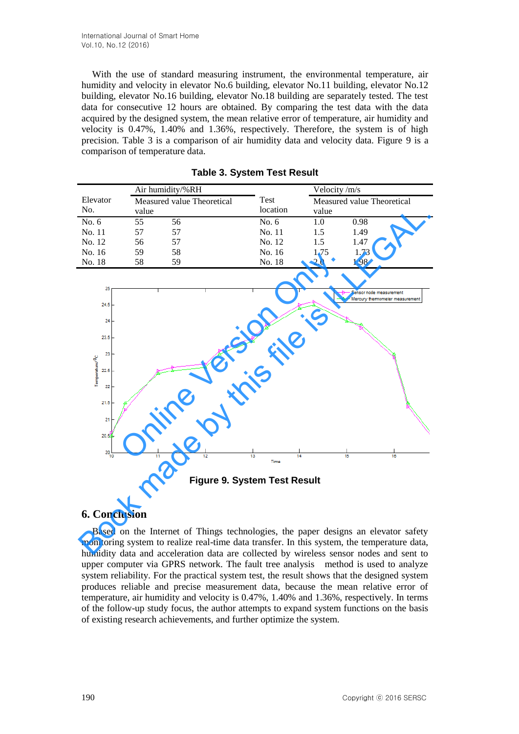With the use of standard measuring instrument, the environmental temperature, air humidity and velocity in elevator No.6 building, elevator No.11 building, elevator No.12 building, elevator No.16 building, elevator No.18 building are separately tested. The test data for consecutive 12 hours are obtained. By comparing the test data with the data acquired by the designed system, the mean relative error of temperature, air humidity and velocity is 0.47%, 1.40% and 1.36%, respectively. Therefore, the system is of high precision. Table 3 is a comparison of air humidity data and velocity data. Figure 9 is a comparison of temperature data.

**Table 3. System Test Result**

| Elevator No. | Air humidity/%RH | | Test location | Velocity /m/s | |
|---|---|---|---|---|---|
| | Measured value | Theoretical value | | Measured value | Theoretical value |
| No. 6 | 55 | 56 | No. 6 | 1.0 | 0.98 |
| No. 11 | 57 | 57 | No. 11 | 1.5 | 1.49 |
| No. 12 | 56 | 57 | No. 12 | 1.5 | 1.47 |
| No. 16 | 59 | 58 | No. 16 | 1.75 | 1.73 |
| No. 18 | 58 | 59 | No. 18 | 2.0 | 1.98 |

**Figure 9. System Test Result**

## 6. Conclusion

Based on the Internet of Things technologies, the paper designs an elevator safety monitoring system to realize real-time data transfer. In this system, the temperature data, humidity data and acceleration data are collected by wireless sensor nodes and sent to upper computer via GPRS network. The fault tree analysis method is used to analyze system reliability. For the practical system test, the result shows that the designed system produces reliable and precise measurement data, because the mean relative error of temperature, air humidity and velocity is 0.47%, 1.40% and 1.36%, respectively. In terms of the follow-up study focus, the author attempts to expand system functions on the basis of existing research achievements, and further optimize the system.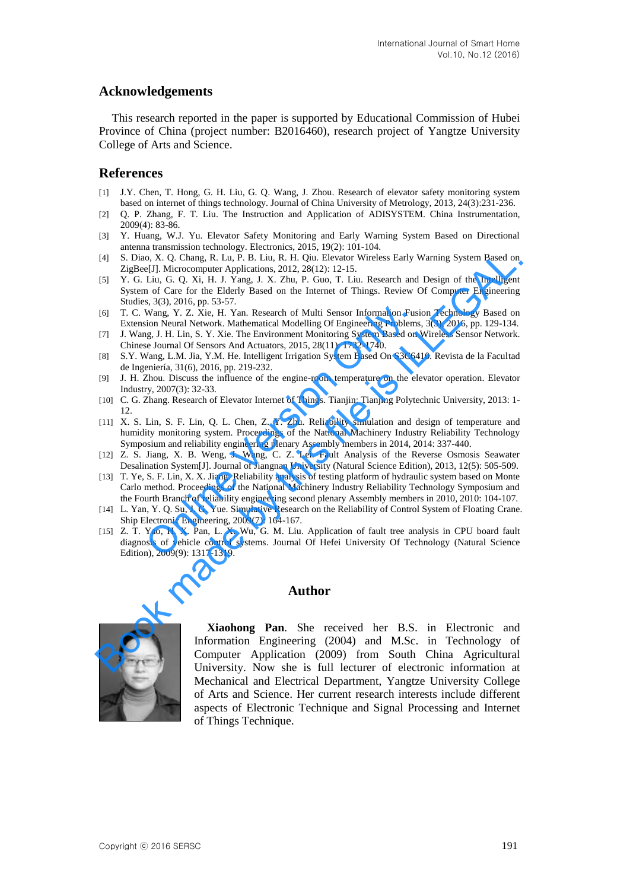## Acknowledgements

This research reported in the paper is supported by Educational Commission of Hubei Province of China (project number: B2016460), research project of Yangtze University College of Arts and Science.

## References

[1] J.Y. Chen, T. Hong, G. H. Liu, G. Q. Wang, J. Zhou. Research of elevator safety monitoring system based on internet of things technology. Journal of China University of Metrology, 2013, 24(3):231-236.

[2] Q. P. Zhang, F. T. Liu. The Instruction and Application of ADISYSTEM. China Instrumentation, 2009(4): 83-86.

[3] Y. Huang, W.J. Yu. Elevator Safety Monitoring and Early Warning System Based on Directional antenna transmission technology. Electronics, 2015, 19(2): 101-104.

[4] S. Diao, X. Q. Chang, R. Lu, P. B. Liu, R. H. Qiu. Elevator Wireless Early Warning System Based on ZigBee[J]. Microcomputer Applications, 2012, 28(12): 12-15.

[5] Y. G. Liu, G. Q. Xi, H. J. Yang, J. X. Zhu, P. Guo, T. Liu. Research and Design of the Intelligent System of Care for the Elderly Based on the Internet of Things. Review Of Computer Engineering Studies, 3(3), 2016, pp. 53-57.

[6] T. C. Wang, Y. Z. Xie, H. Yan. Research of Multi Sensor Information Fusion Technology Based on Extension Neural Network. Mathematical Modelling Of Engineering Problems, 3(3), 2016, pp. 129-134.

[7] J. Wang, J. H. Lin, S. Y. Xie. The Environment Monitoring System Based on Wireless Sensor Network. Chinese Journal Of Sensors And Actuators, 2015, 28(11): 1732-1740.

[8] S.Y. Wang, L.M. Jia, Y.M. He. Intelligent Irrigation System Based On S3C6410. Revista de la Facultad de Ingeniería, 31(6), 2016, pp. 219-232.

[9] J. H. Zhou. Discuss the influence of the engine-room temperature on the elevator operation. Elevator Industry, 2007(3): 32-33.

[10] C. G. Zhang. Research of Elevator Internet of Things. Tianjin: Tianjing Polytechnic University, 2013: 1-12.

[11] X. S. Lin, S. F. Lin, Q. L. Chen, Z. Y. Zhu. Reliability simulation and design of temperature and humidity monitoring system. Proceedings of the National Machinery Industry Reliability Technology Symposium and reliability engineering plenary Assembly members in 2014, 2014: 337-440.

[12] Z. S. Jiang, X. B. Weng, J. Wang, C. Z. Lei. Fault Analysis of the Reverse Osmosis Seawater Desalination System[J]. Journal of Jiangnan University (Natural Science Edition), 2013, 12(5): 505-509.

[13] T. Ye, S. F. Lin, X. X. Jiang. Reliability analysis of testing platform of hydraulic system based on Monte Carlo method. Proceedings of the National Machinery Industry Reliability Technology Symposium and the Fourth Branch of reliability engineering second plenary Assembly members in 2010, 2010: 104-107.

[14] L. Yan, Y. Q. Su, J. C. Yue. Simulative Research on the Reliability of Control System of Floating Crane. Ship Electronic Engineering, 2009(7): 164-167.

[15] Z. T. Yao, H. X. Pan, L. X. Wu, G. M. Liu. Application of fault tree analysis in CPU board fault diagnosis of vehicle control systems. Journal Of Hefei University Of Technology (Natural Science Edition), 2009(9): 1317-1319.

## Author

**Xiaohong Pan**. She received her B.S. in Electronic and Information Engineering (2004) and M.Sc. in Technology of Computer Application (2009) from South China Agricultural University. Now she is full lecturer of electronic information at Mechanical and Electrical Department, Yangtze University College of Arts and Science. Her current research interests include different aspects of Electronic Technique and Signal Processing and Internet of Things Technique.